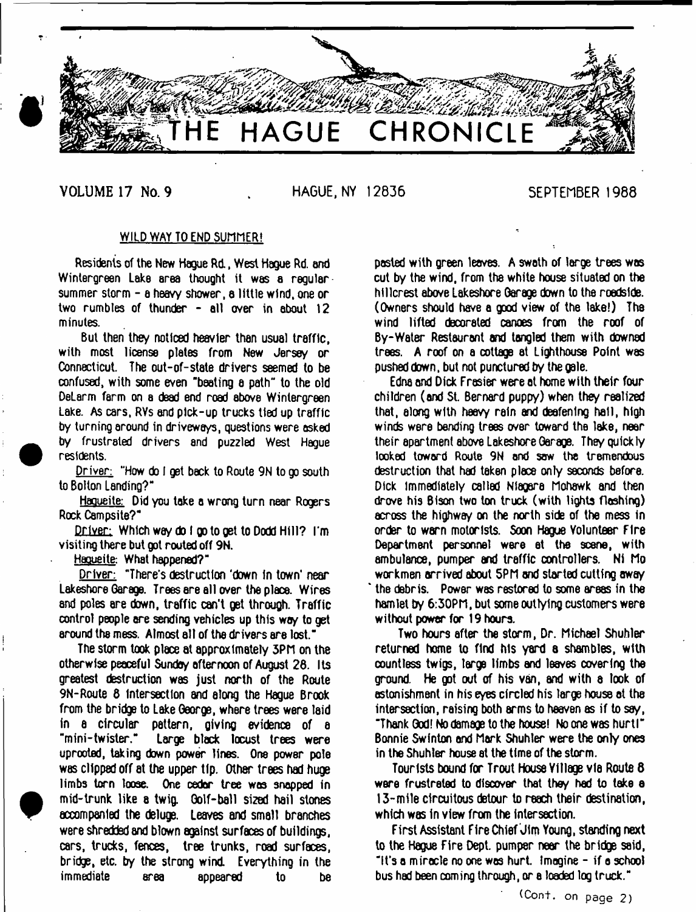# THE HAGUE CHRONICLE

VOLUME 17 No. 9 HAGUE, NY 12836 SEPTEMBER 1988

## WILD WAY TO END SUMMER!

Residents of the New Hague Rd., West Hague Rd. and Wintergreen Lake area thought it was a regular summer storm - a heavy shower, a little wind, one or two rumbles of thunder - all over in about 12 minutes.

But then they noticed heavier than usual traffic, with most license plates from New Jersey or Connecticut. The out-of-state drivers seemed to be confused, with some even "beating a path" to the old DeLarm farm on a dead end road above Wintergreen Lake. As cars, RVs and pick-up trucks tied up traffic by turning around in driveways, questions were asked by frustrated drivers and puzzled West Hague residents.

Driver: "How do I get back to Route 9N to go south to Bolton Landing?"

Hagueite: Did you take a wrong turn near Rogers Rock Campsite?"

Driver: Which way do I go to get to Dodd Hill? I'm visiting there but got routed off 9N.

Hagueite: What happened?"

Driver: "There's destruction 'down in town' near Lakeshore Garage. Trees are all over the place. Wires and poles are down, traffic can't get through. Traffic control people are sending vehicles up this way to get around the mess. Almost all of the drivers are lost."

The storm took place at approximately 3PM on the otherwise peaceful Sunday afternoon of August 28. Its greatest destruction was just north of the Route 9N-Route 8 intersection and along the Hague Brook from the bridge to Lake George, where trees were laid in a circular pattern, giving evidence of a "mini-twister." Large black locust trees were uprooted, taking down power lines. One power pole was clipped off at the upper tip. Other trees had huge limbs torn loose. One cedar tree was snapped in mid-trunk like a twig. Golf-ball sized hail stones accompanied the deluge. Leaves and small branches were shredded and blown against surfaces of buildings, cars, trucks, fences, tree trunks, road surfaces, bridge, etc. by the strong wind. Everything in the immediate area appeared to be pasted with green leaves. A swath of large trees was cut by the wind, from the white house situated on the hillcrest above Lakeshore Garage down to the roadside. (Owners should have a good view of the lake!) The wind lifted decorated canoes from the roof of By-Water Restaurant and tangled them with downed trees. A roof on a cottage at Lighthouse Point was pushed down, but not punctured by the gale.

Edna and Dick Frasier were at home with their four children (and St. Bernard puppy) when they realized that, along with heavy rain and deafening hail, high winds were bending trees over toward the lake, near their apartment above Lakeshore Garage. They quickly looked toward Route 9N and saw the tremendous destruction that had taken place only seconds before. Dick immediately called Niagara Mohawk and then drove his Bison two ton truck (with lights flashing) across the highway on the north side of the mess in order to warn motorists. Soon Hague Volunteer Fire Department personnel were at the scene, with ambulance, pumper and traffic controllers. Ni Mo workmen arrived about 5PM and started cutting away the debris. Power was restored to some areas in the hamlet by 6:30PM, but some outlying customers were without power for 19 hours.

Two hours after the storm, Dr. Michael Shuhler returned home to find his yard a shambles, with countless twigs, large limbs and leaves covering the ground. He got out of his van, and with a look of astonishment in his eyes circled his large house at the intersection, raising both arms to heaven as if to say, "Thank God! No damage to the house! No one was hurt!" Bonnie Swinton and Mark Shuhler were the only ones in the Shuhler house at the time of the storm.

Tourists bound for Trout House Village via Route 8 were frustrated to discover that they had to take a 13-mile circuitous detour to reach their destination, which was in view from the intersection.

First Assistant Fire Chief Jim Young, standing next to the Hague Fire Dept. pumper near the bridge said, "It's a miracle no one was hurt. Imagine - if a school bus had been coming through, or a loaded log truck."

(Cont. on page 2)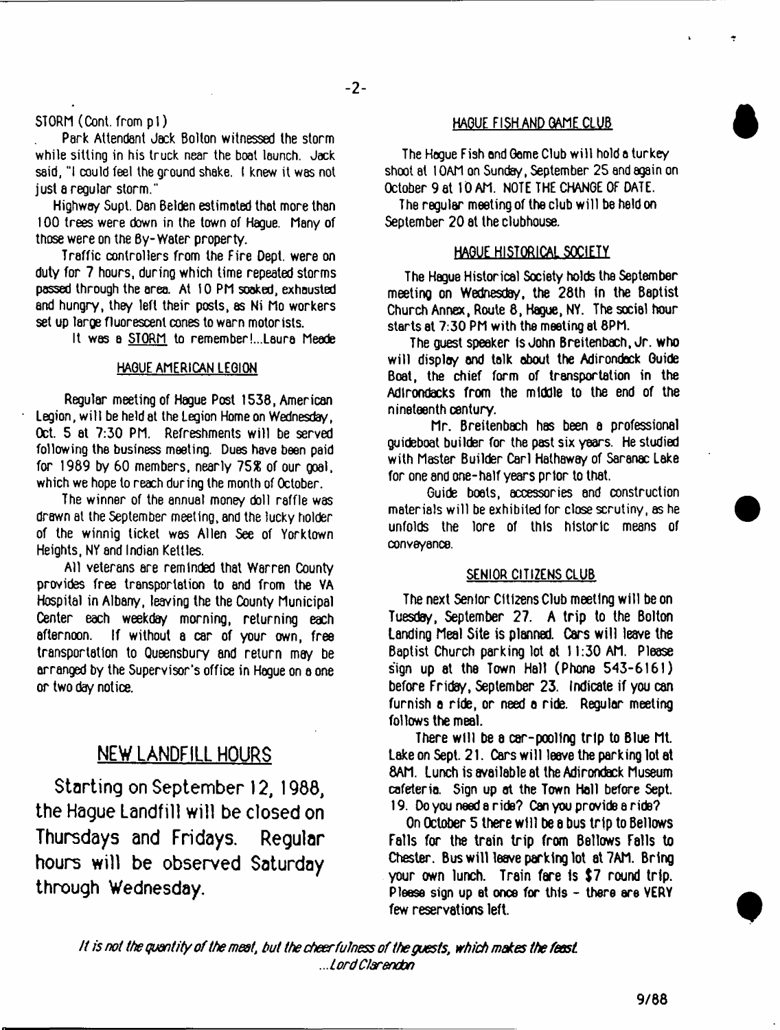STORM (Cont. from p1)

Park Attendant Jack Bolton witnessed the storm while sitting in his truck near the boat launch. Jack said, "I could feel the ground shake. I knew it was not just a regular storm."

Highway Supt. Dan Belden estimated that more than 100 trees were down in the town of Hague. Many of those were on the By-Water property.

Traffic controllers from the Fire Dept. were on duty for 7 hours, during which time repeated storms passed through the area. At 10 PM soaked, exhausted and hungry, they left their posts, as Ni Mo workers set up large fluorescent cones to warn motorists.

It was a STORM to remember!...Laura Meade

## HAGUE AMERICAN LEGION

Regular meeting of Hague Post 1538, American Legion, will be held at the Legion Home on Wednesday, Oct. 5 at 7:30 PM. Refreshments will be served following the business meeting. Dues have been paid for 1989 by 60 members, nearly 75% of our goal, which we hope to reach during the month of October.

The winner of the annual money doll raffle was drawn at the September meeting, and the lucky holder of the winnig ticket was Allen See of Yorktown Heights, NY and Indian Kettles.

All veterans are reminded that Warren County provides free transportation to and from the VA Hospital in Albany, leaving the the County Municipal Center each weekday morning, returning each afternoon. If without a car of your own, free transportation to Queensbury and return may be arranged by the Supervisor's office in Hague on a one or two day notice.

## NEW LANDFILL HOURS

**Starting on September 12, 1988, the Hague Landfill will be closed on Thursdays and Fridays. Regular hours will be observed Saturday through Wednesday.**

## HAGUE FISH AND GAME CLUB

The Hague Fish and Game Club will hold a turkey shoot at 10AM on Sunday, September 25 and again on October 9 at 10 AM. NOTE THE CHANGE OF DATE.

The regular meeting of the club will be held on September 20 at the clubhouse.

## HAGUE HISTORICAL SOCIETY

The Hague Historical Society holds the September meeting on Wednesday, the 28th in the Baptist Church Annex, Route 8, Hague, NY. The social hour starts at 7:30 PM with the meeting at 8PM.

The guest speaker is John Breitenbach, Jr. who will display and talk about the Adirondack Guide Boat, the chief form of transportation in the Adirondacks from the middle to the end of the nineteenth century.

Mr. Breitenbach has been a professional guideboat builder for the past six years. He studied with Master Builder Carl Hathaway of Saranac Lake for one and one-half years prior to that.

Guide boats, accessories and construction materials will be exhibited for close scrutiny, as he unfolds the lore of this historic means of conveyance.

## SENIOR CITIZENS CLUB

The next Senior Citizens Club meeting will be on Tuesday, September 27. A trip to the Bolton Landing Meal Site is planned. Cars will leave the Baptist Church parking lot at 11:30 AM. Please sign up at the Town Hall (Phone 543-6161) before Friday, September 23. Indicate if you can furnish a ride, or need a ride. Regular meeting follows the meal.

There will be a car-pooling trip to Blue Mt. Lake on Sept. 21. Cars will leave the parking lot at 8AM. Lunch is available at the Adirondack Museum cafeteria. Sign up at the Town Hall before Sept. 19. Do you need a ride? Can you provide a ride?

On October 5 there will be a bus trip to Bellows Falls for the train trip from Bellows Falls to Chester. Bus will leave parking lot at 7AM. Bring your own lunch. Train fare is $7 round trip. Please sign up at once for this - there are VERY few reservations left.

*It is not the quantity of the meat, but the cheerfulness of the guests, which makes the feast.*
*...Lord Clarendon*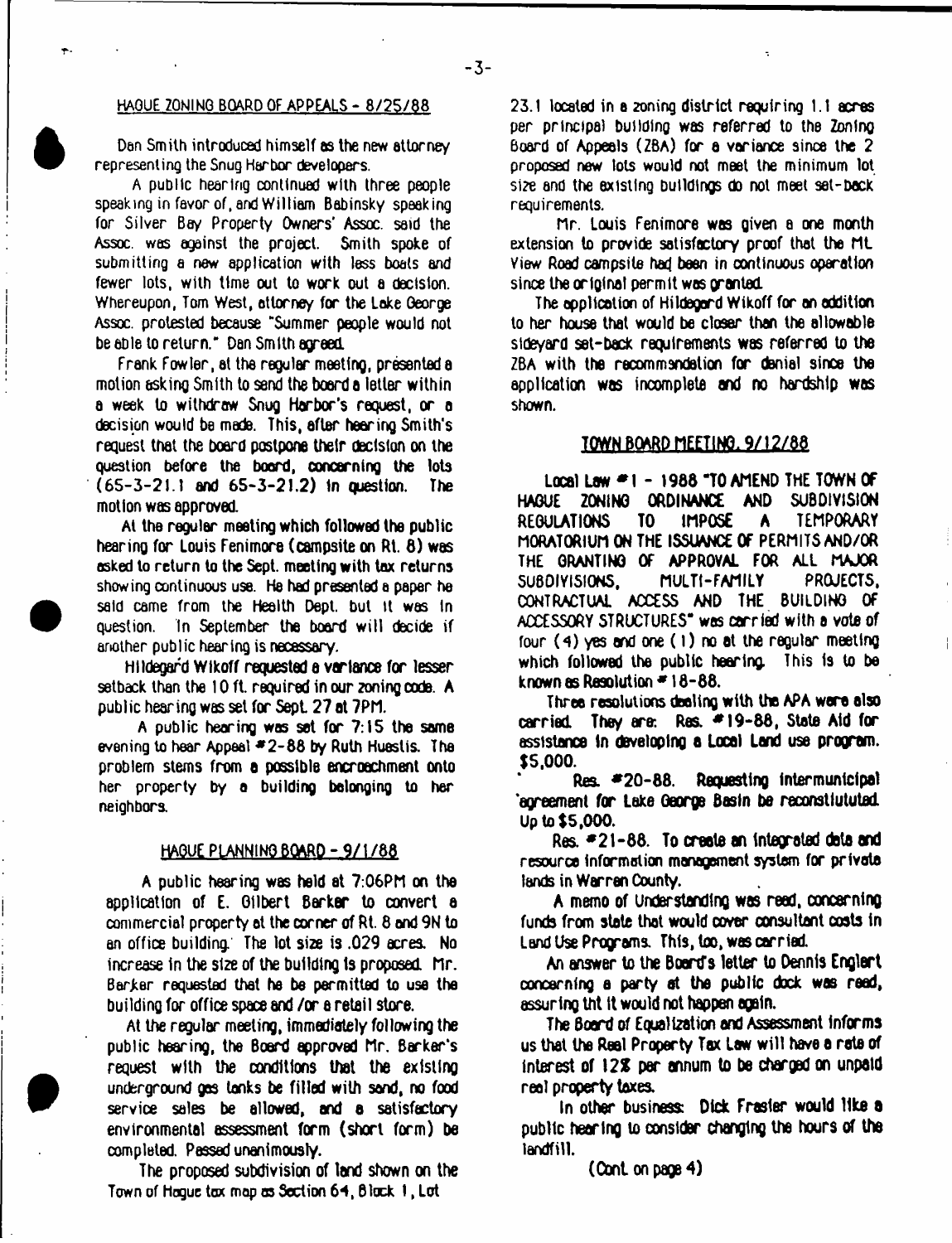## HAGUE ZONING BOARD OF APPEALS - 8/25/88

Dan Smith introduced himself as the new attorney representing the Snug Harbor developers.

A public hearing continued with three people speaking in favor of, and William Babinsky speaking for Silver Bay Property Owners' Assoc. said the Assoc. was against the project. Smith spoke of submitting a new application with less boats and fewer lots, with time out to work out a decision. Whereupon, Tom West, attorney for the Lake George Assoc. protested because "Summer people would not be able to return." Dan Smith agreed.

Frank Fowler, at the regular meeting, presented a motion asking Smith to send the board a letter within a week to withdraw Snug Harbor's request, or a decision would be made. This, after hearing Smith's request that the board postpone their decision on the question before the board, concerning the lots (65-3-21.1 and 65-3-21.2) in question. The motion was approved.

At the regular meeting which followed the public hearing for Louis Fenimore (campsite on Rt. 8) was asked to return to the Sept. meeting with tax returns showing continuous use. He had presented a paper he said came from the Health Dept. but it was in question. In September the board will decide if another public hearing is necessary.

Hildegard Wikoff requested a variance for lesser setback than the 10 ft. required in our zoning code. A public hearing was set for Sept. 27 at 7PM.

A public hearing was set for 7:15 the same evening to hear Appeal #2-88 by Ruth Huestis. The problem stems from a possible encroachment onto her property by a building belonging to her neighbors.

## HAGUE PLANNING BOARD - 9/1/88

A public hearing was held at 7:06PM on the application of E. Gilbert Barker to convert a commercial property at the corner of Rt. 8 and 9N to an office building. The lot size is .029 acres. No increase in the size of the building is proposed. Mr. Barker requested that he be permitted to use the building for office space and /or a retail store.

At the regular meeting, immediately following the public hearing, the Board approved Mr. Barker's request with the conditions that the existing underground gas tanks be filled with sand, no food service sales be allowed, and a satisfactory environmental assessment form (short form) be completed. Passed unanimously.

The proposed subdivision of land shown on the Town of Hague tax map as Section 64, Block 1, Lot 23.1 located in a zoning district requiring 1.1 acres per principal building was referred to the Zoning Board of Appeals (ZBA) for a variance since the 2 proposed new lots would not meet the minimum lot size and the existing buildings do not meet set-back requirements.

Mr. Louis Fenimore was given a one month extension to provide satisfactory proof that the Mt. View Road campsite had been in continuous operation since the original permit was granted.

The application of Hildegard Wikoff for an addition to her house that would be closer than the allowable sideyard set-back requirements was referred to the ZBA with the recommendation for denial since the application was incomplete and no hardship was shown.

## TOWN BOARD MEETING, 9/12/88

Local Law #1 - 1988 "TO AMEND THE TOWN OF HAGUE ZONING ORDINANCE AND SUBDIVISION REGULATIONS TO IMPOSE A TEMPORARY MORATORIUM ON THE ISSUANCE OF PERMITS AND/OR THE GRANTING OF APPROVAL FOR ALL MAJOR SUBDIVISIONS, MULTI-FAMILY PROJECTS, CONTRACTUAL ACCESS AND THE BUILDING OF ACCESSORY STRUCTURES" was carried with a vote of four (4) yes and one (1) no at the regular meeting which followed the public hearing. This is to be known as Resolution # 18-88.

Three resolutions dealing with the APA were also carried. They are: Res. #19-88, State Aid for assistance in developing a Local Land use program. $5,000.

Res. #20-88. Requesting intermunicipal agreement for Lake George Basin be reconstitututed. Up to $5,000.

Res. #21-88. To create an integrated data and resource information management system for private lands in Warren County.

A memo of Understanding was read, concerning funds from state that would cover consultant costs in Land Use Programs. This, too, was carried.

An answer to the Board's letter to Dennis Englert concerning a party at the public dock was read, assuring tht it would not happen again.

The Board of Equalization and Assessment informs us that the Real Property Tax Law will have a rate of interest of 12% per annum to be charged on unpaid real property taxes.

In other business: Dick Frasier would like a public hearing to consider changing the hours of the landfill.

(Cont. on page 4)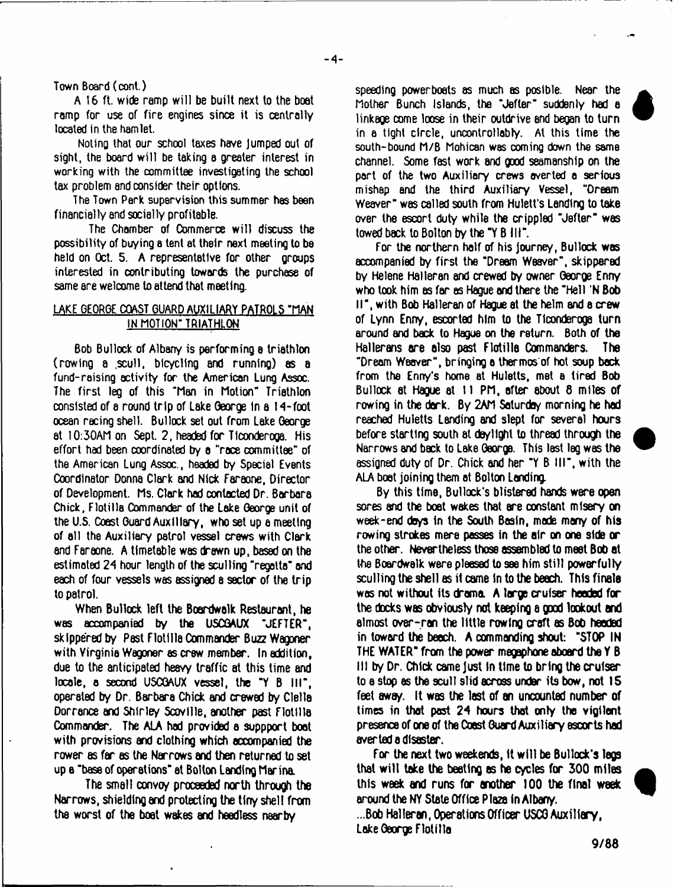Town Board (cont.)

A 16 ft. wide ramp will be built next to the boat ramp for use of fire engines since it is centrally located in the hamlet.

Noting that our school taxes have jumped out of sight, the board will be taking a greater interest in working with the committee investigating the school tax problem and consider their options.

The Town Park supervision this summer has been financially and socially profitable.

The Chamber of Commerce will discuss the possibility of buying a tent at their next meeting to be held on Oct. 5. A representative for other groups interested in contributing towards the purchase of same are welcome to attend that meeting.

## LAKE GEORGE COAST GUARD AUXILIARY PATROLS "MAN IN MOTION" TRIATHLON

Bob Bullock of Albany is performing a triathlon (rowing a scull, bicycling and running) as a fund-raising activity for the American Lung Assoc. The first leg of this "Man in Motion" Triathlon consisted of a round trip of Lake George in a 14-foot ocean racing shell. Bullock set out from Lake George at 10:30AM on Sept. 2, headed for Ticonderoga. His effort had been coordinated by a "race committee" of the American Lung Assoc., headed by Special Events Coordinator Donna Clark and Nick Fareone, Director of Development. Ms. Clark had contacted Dr. Barbara Chick, Flotilla Commander of the Lake George unit of the U.S. Coast Guard Auxiliary, who set up a meeting of all the Auxiliary patrol vessel crews with Clark and Fareone. A timetable was drawn up, based on the estimated 24 hour length of the sculling "regatta" and each of four vessels was assigned a sector of the trip to patrol.

When Bullock left the Boardwalk Restaurant, he was accompanied by the USCGAUX "JEFTER", skippered by Past Flotilla Commander Buzz Wagoner with Virginia Wagoner as crew member. In addition, due to the anticipated heavy traffic at this time and locale, a second USCGAUX vessel, the "Y B III", operated by Dr. Barbara Chick and crewed by Clelia Dorrance and Shirley Scoville, another past Flotilla Commander. The ALA had provided a suppport boat with provisions and clothing which accompanied the rower as far as the Narrows and then returned to set up a "base of operations" at Bolton Landing Marina.

The small convoy proceeded north through the Narrows, shielding and protecting the tiny shell from the worst of the boat wakes and heedless nearby speeding powerboats as much as posible. Near the Mother Bunch Islands, the "Jefter" suddenly had a linkage come loose in their outdrive and began to turn in a tight circle, uncontrollably. At this time the south-bound M/B Mohican was coming down the same channel. Some fast work and good seamanship on the part of the two Auxiliary crews averted a serious mishap and the third Auxiliary Vessel, "Dream Weaver" was called south from Hulett's Landing to take over the escort duty while the crippled "Jefter" was towed back to Bolton by the "Y B III".

For the northern half of his journey, Bullock was accompanied by first the "Dream Weaver", skippered by Helene Halleran and crewed by owner George Enny who took him as far as Hague and there the "Hell 'N Bob II", with Bob Halleran of Hague at the helm and a crew of Lynn Enny, escorted him to the Ticonderoga turn around and back to Hague on the return. Both of the Hallerans are also past Flotilla Commanders. The "Dream Weaver", bringing a thermos of hot soup back from the Enny's home at Huletts, met a tired Bob Bullock at Hague at 11 PM, after about 8 miles of rowing in the dark. By 2AM Saturday morning he had reached Huletts Landing and slept for several hours before starting south at daylight to thread through the Narrows and back to Lake George. This last leg was the assigned duty of Dr. Chick and her "Y B III", with the ALA boat joining them at Bolton Landing.

By this time, Bullock's blistered hands were open sores and the boat wakes that are constant misery on week-end days in the South Basin, made many of his rowing strokes mere passes in the air on one side or the other. Nevertheless those assembled to meet Bob at the Boardwalk were pleased to see him still powerfully sculling the shell as it came in to the beach. This finale was not without its drama. A large cruiser headed for the docks was obviously not keeping a good lookout and almost over-ran the little rowing craft as Bob headed in toward the beach. A commanding shout: "STOP IN THE WATER" from the power megaphone aboard the Y B III by Dr. Chick came just in time to bring the cruiser to a stop as the scull slid across under its bow, not 15 feet away. It was the last of an uncounted number of times in that past 24 hours that only the vigilent presence of one of the Coast Guard Auxiliary escorts had averted a disaster.

For the next two weekends, it will be Bullock's legs that will take the beating as he cycles for 300 miles this week and runs for another 100 the final week around the NY State Office Plaza in Albany.

...Bob Halleran, Operations Officer USCG Auxiliary, Lake George Flotilla

9/88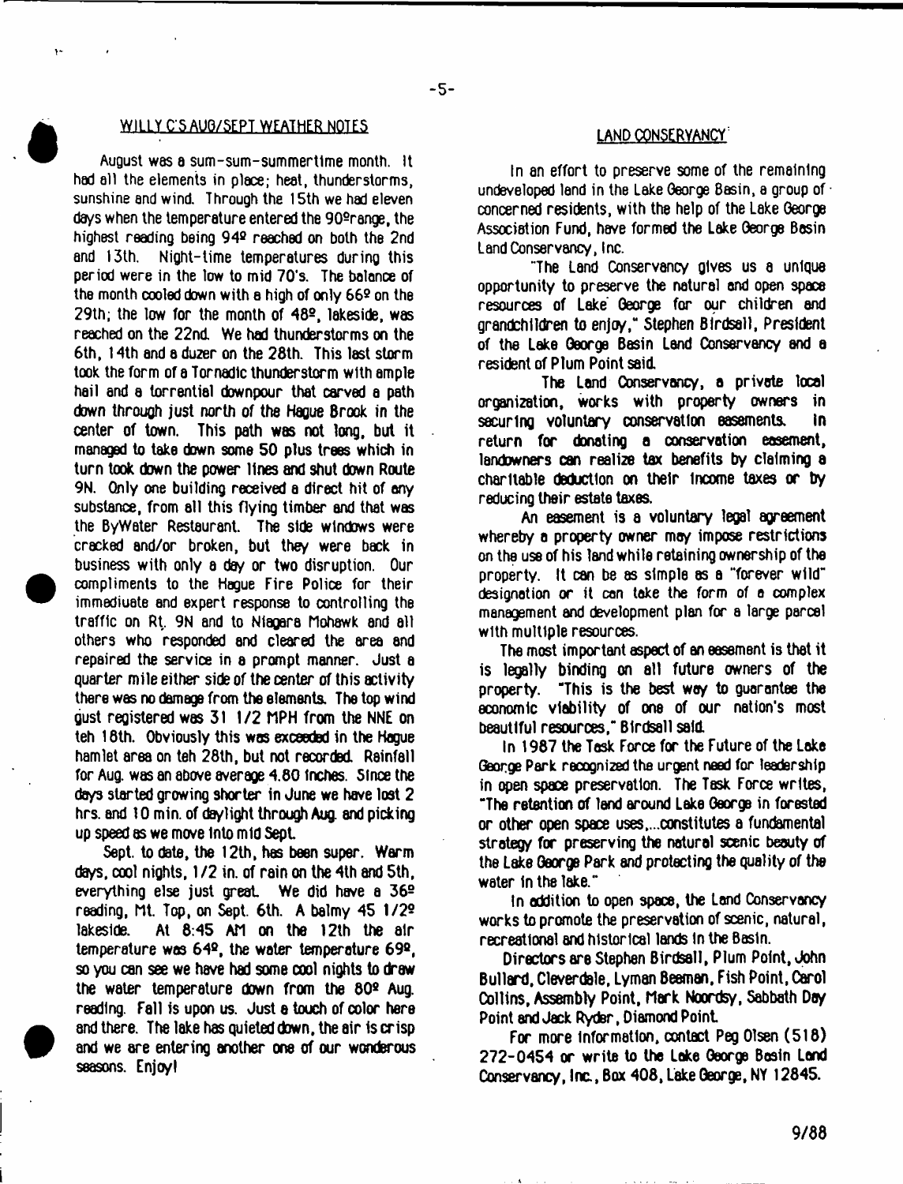## WILLY C'S AUG/SEPT WEATHER NOTES

August was a sum-sum-summertime month. It had all the elements in place; heat, thunderstorms, sunshine and wind. Through the 15th we had eleven days when the temperature entered the 90º range, the highest reading being 94º reached on both the 2nd and 13th. Night-time temperatures during this period were in the low to mid 70's. The balance of the month cooled down with a high of only 66º on the 29th; the low for the month of 48º, lakeside, was reached on the 22nd. We had thunderstorms on the 6th, 14th and a duzer on the 28th. This last storm took the form of a Tornadic thunderstorm with ample hail and a torrential downpour that carved a path down through just north of the Hague Brook in the center of town. This path was not long, but it managed to take down some 50 plus trees which in turn took down the power lines and shut down Route 9N. Only one building received a direct hit of any substance, from all this flying timber and that was the ByWater Restaurant. The side windows were cracked and/or broken, but they were back in business with only a day or two disruption. Our compliments to the Hague Fire Police for their immediuate and expert response to controlling the traffic on Rt. 9N and to Niagara Mohawk and all others who responded and cleared the area and repaired the service in a prompt manner. Just a quarter mile either side of the center of this activity there was no damage from the elements. The top wind gust registered was 31 1/2 MPH from the NNE on teh 18th. Obviously this was exceeded in the Hague hamlet area on teh 28th, but not recorded. Rainfall for Aug. was an above average 4.80 inches. Since the days started growing shorter in June we have lost 2 hrs. and 10 min. of daylight through Aug. and picking up speed as we move into mid Sept.

Sept. to date, the 12th, has been super. Warm days, cool nights, 1/2 in. of rain on the 4th and 5th, everything else just great. We did have a 36º reading, Mt. Top, on Sept. 6th. A balmy 45 1/2º lakeside. At 8:45 AM on the 12th the air temperature was 64º, the water temperature 69º, so you can see we have had some cool nights to draw the water temperature down from the 80º Aug. reading. Fall is upon us. Just a touch of color here and there. The lake has quieted down, the air is crisp and we are entering another one of our wonderous seasons. Enjoy!

## LAND CONSERVANCY

In an effort to preserve some of the remaining undeveloped land in the Lake George Basin, a group of concerned residents, with the help of the Lake George Association Fund, have formed the Lake George Basin Land Conservancy, Inc.

"The Land Conservancy gives us a unique opportunity to preserve the natural and open space resources of Lake George for our children and grandchildren to enjoy," Stephen Birdsall, President of the Lake George Basin Land Conservancy and a resident of Plum Point said.

The Land Conservancy, a private local organization, works with property owners in securing voluntary conservation easements. In return for donating a conservation easement, landowners can realize tax benefits by claiming a charitable deduction on their income taxes or by reducing their estate taxes.

An easement is a voluntary legal agreement whereby a property owner may impose restrictions on the use of his land while retaining ownership of the property. It can be as simple as a "forever wild" designation or it can take the form of a complex management and development plan for a large parcel with multiple resources.

The most important aspect of an easement is that it is legally binding on all future owners of the property. "This is the best way to guarantee the economic viability of one of our nation's most beautiful resources," Birdsall said.

In 1987 the Task Force for the Future of the Lake George Park recognized the urgent need for leadership in open space preservation. The Task Force writes, "The retention of land around Lake George in forested or other open space uses,...constitutes a fundamental strategy for preserving the natural scenic beauty of the Lake George Park and protecting the quality of the water in the lake."

In addition to open space, the Land Conservancy works to promote the preservation of scenic, natural, recreational and historical lands in the Basin.

Directors are Stephen Birdsall, Plum Point, John Bullard, Cleverdale, Lyman Beeman, Fish Point, Carol Collins, Assembly Point, Mark Noordsy, Sabbath Day Point and Jack Ryder, Diamond Point.

For more information, contact Peg Olsen (518) 272-0454 or write to the Lake George Basin Land Conservancy, Inc., Box 408, Lake George, NY 12845.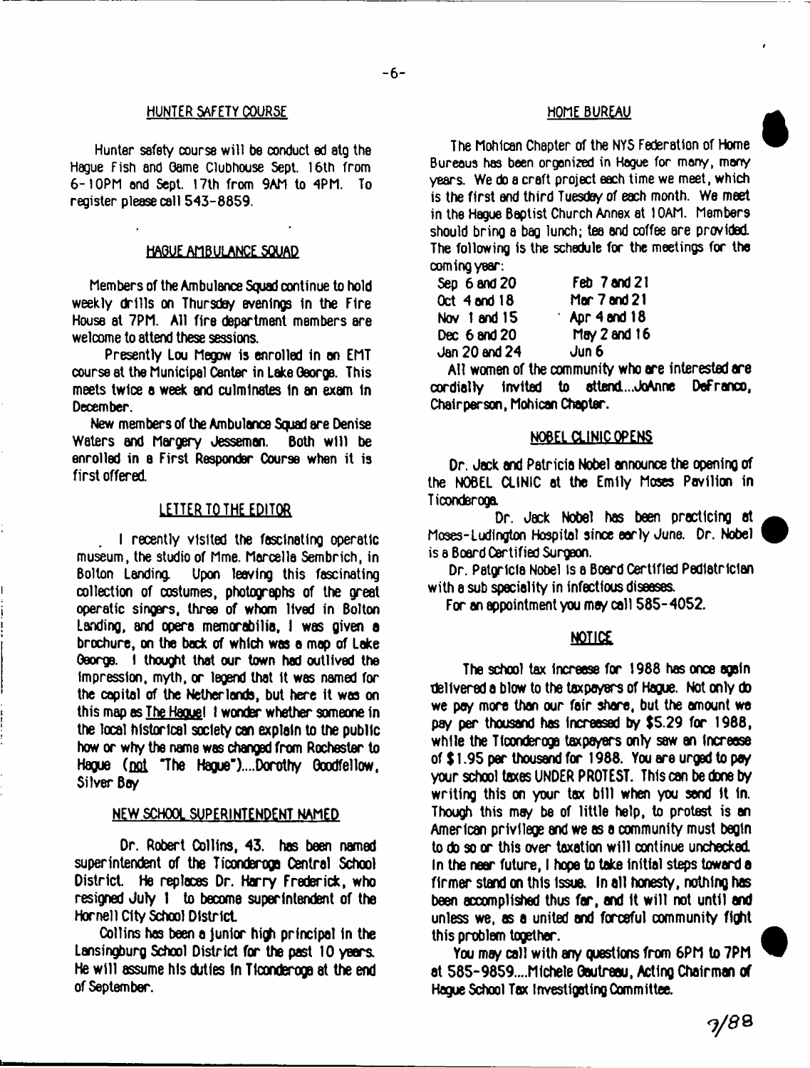## HUNTER SAFETY COURSE

Hunter safety course will be conduct ed atg the Hague Fish and Game Clubhouse Sept. 16th from 6-10PM and Sept. 17th from 9AM to 4PM. To register please call 543-8859.

## HAGUE AMBULANCE SQUAD

Members of the Ambulance Squad continue to hold weekly drills on Thursday evenings in the Fire House at 7PM. All fire department members are welcome to attend these sessions.

Presently Lou Megow is enrolled in an EMT course at the Municipal Center in Lake George. This meets twice a week and culminates in an exam in December.

New members of the Ambulance Squad are Denise Waters and Margery Jesseman. Both will be enrolled in a First Responder Course when it is first offered.

## LETTER TO THE EDITOR

I recently visited the fascinating operatic museum, the studio of Mme. Marcella Sembrich, in Bolton Landing. Upon leaving this fascinating collection of costumes, photographs of the great operatic singers, three of whom lived in Bolton Landing, and opera memorabilia, I was given a brochure, on the back of which was a map of Lake George. I thought that our town had outlived the impression, myth, or legend that it was named for the capital of the Netherlands, but here it was on this map as The Hague! I wonder whether someone in the local historical society can explain to the public how or why the name was changed from Rochester to Hague (not "The Hague")....Dorothy Goodfellow, Silver Bay

## NEW SCHOOL SUPERINTENDENT NAMED

Dr. Robert Collins, 43. has been named superintendent of the Ticonderoga Central School District. He replaces Dr. Harry Frederick, who resigned July 1 to become superintendent of the Hornell City School District.

Collins has been a junior high principal in the Lansingburg School District for the past 10 years. He will assume his duties in Ticonderoga at the end of September.

## HOME BUREAU

The Mohican Chapter of the NYS Federation of Home Bureaus has been organized in Hague for many, many years. We do a craft project each time we meet, which is the first and third Tuesday of each month. We meet in the Hague Baptist Church Annex at 10AM. Members should bring a bag lunch; tea and coffee are provided. The following is the schedule for the meetings for the coming year:

| | |
|---|---|
| Sep 6 and 20 | Feb 7 and 21 |
| Oct 4 and 18 | Mar 7 and 21 |
| Nov 1 and 15 | Apr 4 and 18 |
| Dec 6 and 20 | May 2 and 16 |
| Jan 20 and 24 | Jun 6 |

All women of the community who are interested are cordially invited to attend....JoAnne DeFranco, Chairperson, Mohican Chapter.

## NOBEL CLINIC OPENS

Dr. Jack and Patricia Nobel announce the opening of the NOBEL CLINIC at the Emily Moses Pavilion in Ticonderoga.

Dr. Jack Nobel has been practicing at Moses-Ludington Hospital since early June. Dr. Nobel is a Board Certified Surgeon.

Dr. Patgricia Nobel is a Board Certified Pediatrician with a sub speciality in infectious diseases.

For an appointment you may call 585-4052.

## NOTICE

The school tax increase for 1988 has once again delivered a blow to the taxpayers of Hague. Not only do we pay more than our fair share, but the amount we pay per thousand has increased by $5.29 for 1988, while the Ticonderoga taxpayers only saw an increase of $1.95 per thousand for 1988. You are urged to pay your school taxes UNDER PROTEST. This can be done by writing this on your tax bill when you send it in. Though this may be of little help, to protest is an American privilege and we as a community must begin to do so or this over taxation will continue unchecked. In the near future, I hope to take initial steps toward a firmer stand on this issue. In all honesty, nothing has been accomplished thus far, and it will not until and unless we, as a united and forceful community fight this problem together.

You may call with any questions from 6PM to 7PM at 585-9859....Michele Gautreau, Acting Chairman of Hague School Tax Investigating Committee.

9/88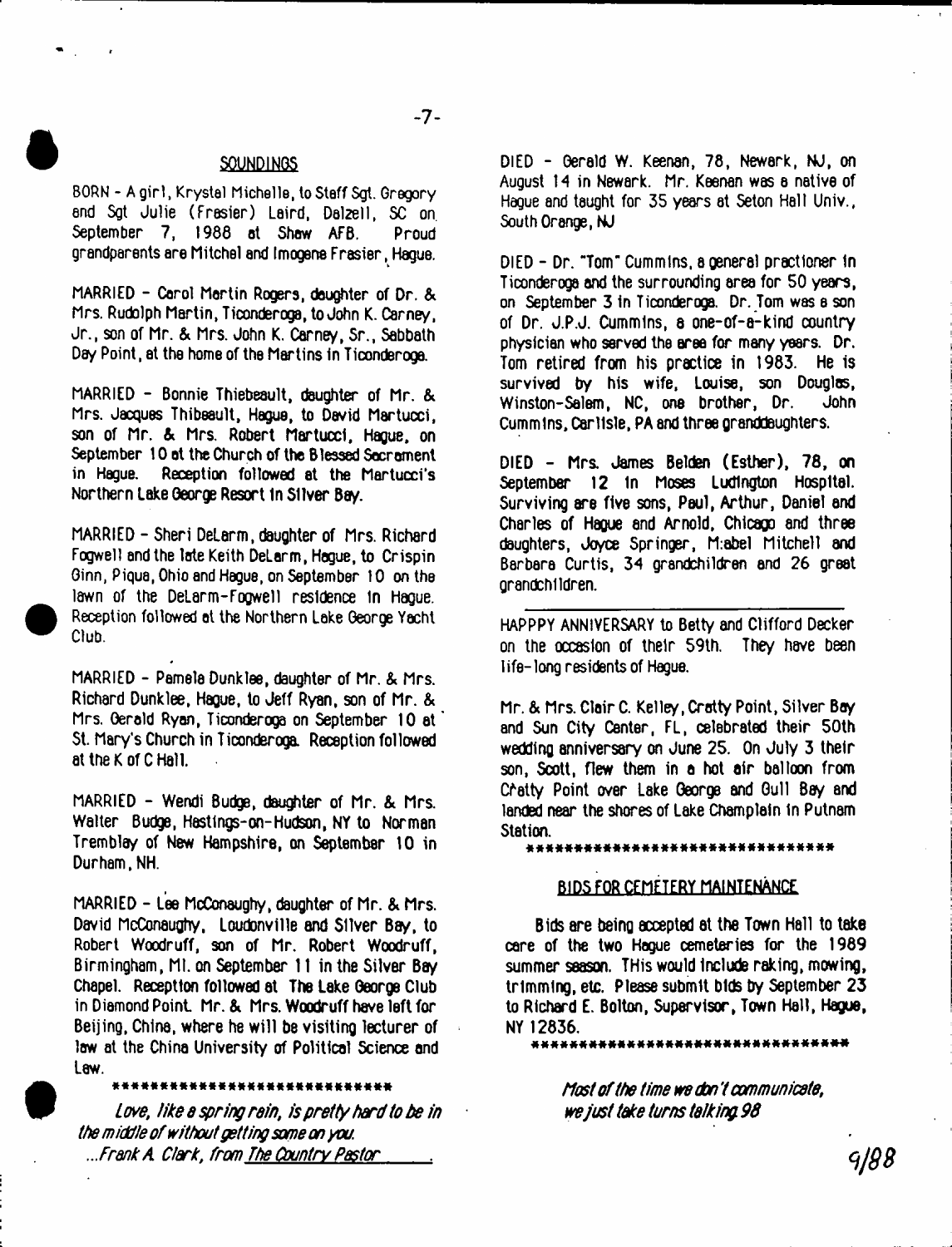## SOUNDINGS

BORN - A girl, Krystal Michelle, to Staff Sgt. Gregory and Sgt Julie (Frasier) Laird, Dalzell, SC on September 7, 1988 at Shaw AFB. Proud grandparents are Mitchel and Imogene Frasier, Hague.

MARRIED - Carol Martin Rogers, daughter of Dr. & Mrs. Rudolph Martin, Ticonderoga, to John K. Carney, Jr., son of Mr. & Mrs. John K. Carney, Sr., Sabbath Day Point, at the home of the Martins in Ticonderoga.

MARRIED - Bonnie Thiebeault, daughter of Mr. & Mrs. Jacques Thibeault, Hague, to David Martucci, son of Mr. & Mrs. Robert Martucci, Hague, on September 10 at the Church of the Blessed Sacrament in Hague. Reception followed at the Martucci's Northern Lake George Resort in Silver Bay.

MARRIED - Sheri DeLarm, daughter of Mrs. Richard Fogwell and the late Keith DeLarm, Hague, to Crispin Ginn, Piqua, Ohio and Hague, on September 10 on the lawn of the DeLarm-Fogwell residence in Hague. Reception followed at the Northern Lake George Yacht Club.

MARRIED - Pamela Dunklee, daughter of Mr. & Mrs. Richard Dunklee, Hague, to Jeff Ryan, son of Mr. & Mrs. Gerald Ryan, Ticonderoga on September 10 at St. Mary's Church in Ticonderoga. Reception followed at the K of C Hall.

MARRIED - Wendi Budge, daughter of Mr. & Mrs. Walter Budge, Hastings-on-Hudson, NY to Norman Tremblay of New Hampshire, on September 10 in Durham, NH.

MARRIED - Lee McConaughy, daughter of Mr. & Mrs. David McConaughy, Loudonville and Silver Bay, to Robert Woodruff, son of Mr. Robert Woodruff, Birmingham, MI. on September 11 in the Silver Bay Chapel. Reception followed at The Lake George Club in Diamond Point. Mr. & Mrs. Woodruff have left for Beijing, China, where he will be visiting lecturer of law at the China University of Political Science and Law.

*****************************

*Love, like a spring rain, is pretty hard to be in the middle of without getting some on you.*
*...Frank A. Clark, from The Country Pastor*

DIED - Gerald W. Keenan, 78, Newark, NJ, on August 14 in Newark. Mr. Keenan was a native of Hague and taught for 35 years at Seton Hall Univ., South Orange, NJ

DIED - Dr. "Tom" Cummins, a general practioner in Ticonderoga and the surrounding area for 50 years, on September 3 in Ticonderoga. Dr. Tom was a son of Dr. J.P.J. Cummins, a one-of-a-kind country physician who served the area for many years. Dr. Tom retired from his practice in 1983. He is survived by his wife, Louise, son Douglas, Winston-Salem, NC, one brother, Dr. John Cummins, Carlisle, PA and three granddaughters.

DIED - Mrs. James Belden (Esther), 78, on September 12 in Moses Ludington Hospital. Surviving are five sons, Paul, Arthur, Daniel and Charles of Hague and Arnold, Chicago and three daughters, Joyce Springer, Mabel Mitchell and Barbara Curtis, 34 grandchildren and 26 great grandchildren.

---

HAPPPY ANNIVERSARY to Betty and Clifford Decker on the occasion of their 59th. They have been life-long residents of Hague.

Mr. & Mrs. Clair C. Kelley, Cratty Point, Silver Bay and Sun City Center, FL, celebrated their 50th wedding anniversary on June 25. On July 3 their son, Scott, flew them in a hot air balloon from Cratty Point over Lake George and Gull Bay and landed near the shores of Lake Champlain in Putnam Station.

*******************************

## BIDS FOR CEMETERY MAINTENANCE

Bids are being accepted at the Town Hall to take care of the two Hague cemeteries for the 1989 summer season. THis would include raking, mowing, trimming, etc. Please submit bids by September 23 to Richard E. Bolton, Supervisor, Town Hall, Hague, NY 12836.

*********************************

*Most of the time we don't communicate, we just take turns talking 98*

9/88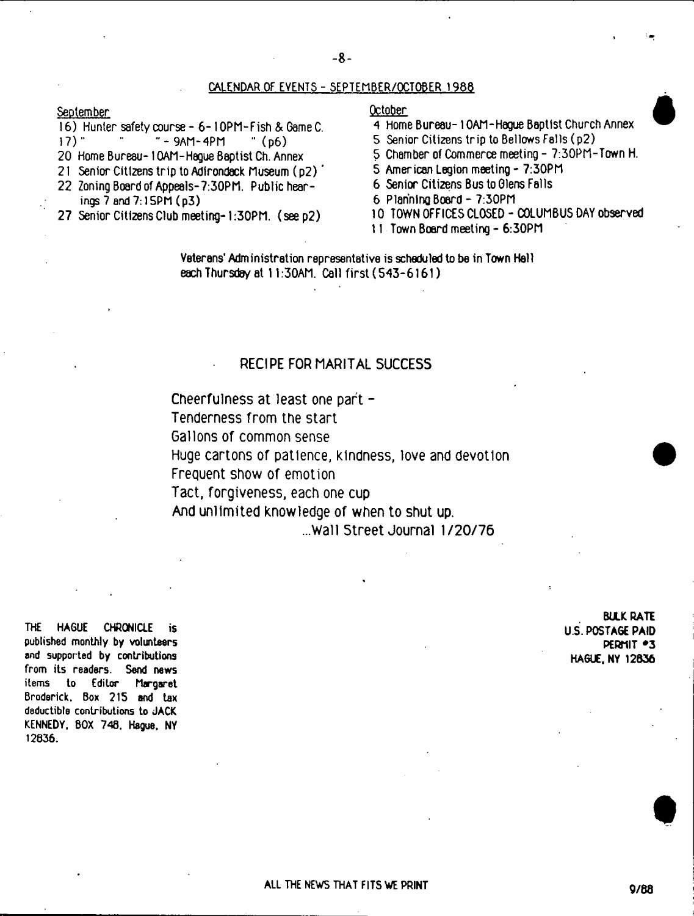## CALENDAR OF EVENTS - SEPTEMBER/OCTOBER 1988

**September**

16) Hunter safety course - 6-10PM-Fish & Game C.
17) " " " - 9AM-4PM " (p6)
20 Home Bureau-10AM-Hague Baptist Ch. Annex
21 Senior Citizens trip to Adirondack Museum (p2)
22 Zoning Board of Appeals-7:30PM. Public hearings 7 and 7:15PM (p3)
27 Senior Citizens Club meeting-1:30PM. (see p2)

**October**

4 Home Bureau-10AM-Hague Baptist Church Annex
5 Senior Citizens trip to Bellows Falls (p2)
5 Chamber of Commerce meeting - 7:30PM-Town H.
5 American Legion meeting - 7:30PM
6 Senior Citizens Bus to Glens Falls
6 Planning Board - 7:30PM
10 TOWN OFFICES CLOSED - COLUMBUS DAY observed
11 Town Board meeting - 6:30PM

Veterans' Administration representative is scheduled to be in Town Hall each Thursday at 11:30AM. Call first (543-6161)

## RECIPE FOR MARITAL SUCCESS

Cheerfulness at least one part -
Tenderness from the start
Gallons of common sense
Huge cartons of patience, kindness, love and devotion
Frequent show of emotion
Tact, forgiveness, each one cup
And unlimited knowledge of when to shut up.

...Wall Street Journal 1/20/76

THE HAGUE CHRONICLE is published monthly by volunteers and supported by contributions from its readers. Send news items to Editor Margaret Broderick, Box 215 and tax deductible contributions to JACK KENNEDY, BOX 748, Hague, NY 12836.

BULK RATE
U.S. POSTAGE PAID
PERMIT #3
HAGUE, NY 12836

ALL THE NEWS THAT FITS WE PRINT

9/88